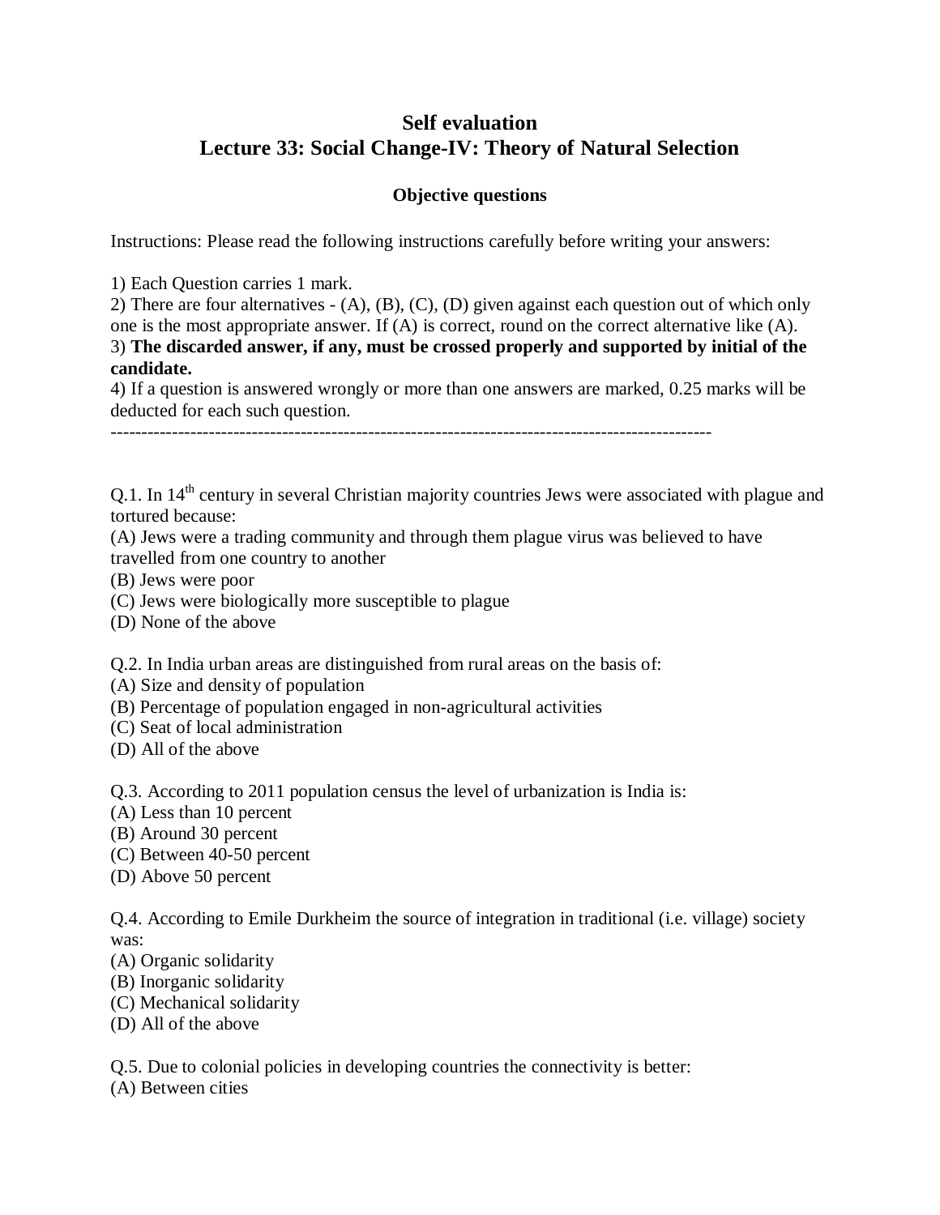# Self evaluation
# Lecture 33: Social Change-IV: Theory of Natural Selection

### Objective questions

Instructions: Please read the following instructions carefully before writing your answers:

1) Each Question carries 1 mark.
2) There are four alternatives - (A), (B), (C), (D) given against each question out of which only one is the most appropriate answer. If (A) is correct, round on the correct alternative like (A).
3) **The discarded answer, if any, must be crossed properly and supported by initial of the candidate.**
4) If a question is answered wrongly or more than one answers are marked, 0.25 marks will be deducted for each such question.

---------------------------------------------------------------------------------------------------

Q.1. In 14th century in several Christian majority countries Jews were associated with plague and tortured because:
(A) Jews were a trading community and through them plague virus was believed to have travelled from one country to another
(B) Jews were poor
(C) Jews were biologically more susceptible to plague
(D) None of the above

Q.2. In India urban areas are distinguished from rural areas on the basis of:
(A) Size and density of population
(B) Percentage of population engaged in non-agricultural activities
(C) Seat of local administration
(D) All of the above

Q.3. According to 2011 population census the level of urbanization is India is:
(A) Less than 10 percent
(B) Around 30 percent
(C) Between 40-50 percent
(D) Above 50 percent

Q.4. According to Emile Durkheim the source of integration in traditional (i.e. village) society was:
(A) Organic solidarity
(B) Inorganic solidarity
(C) Mechanical solidarity
(D) All of the above

Q.5. Due to colonial policies in developing countries the connectivity is better:
(A) Between cities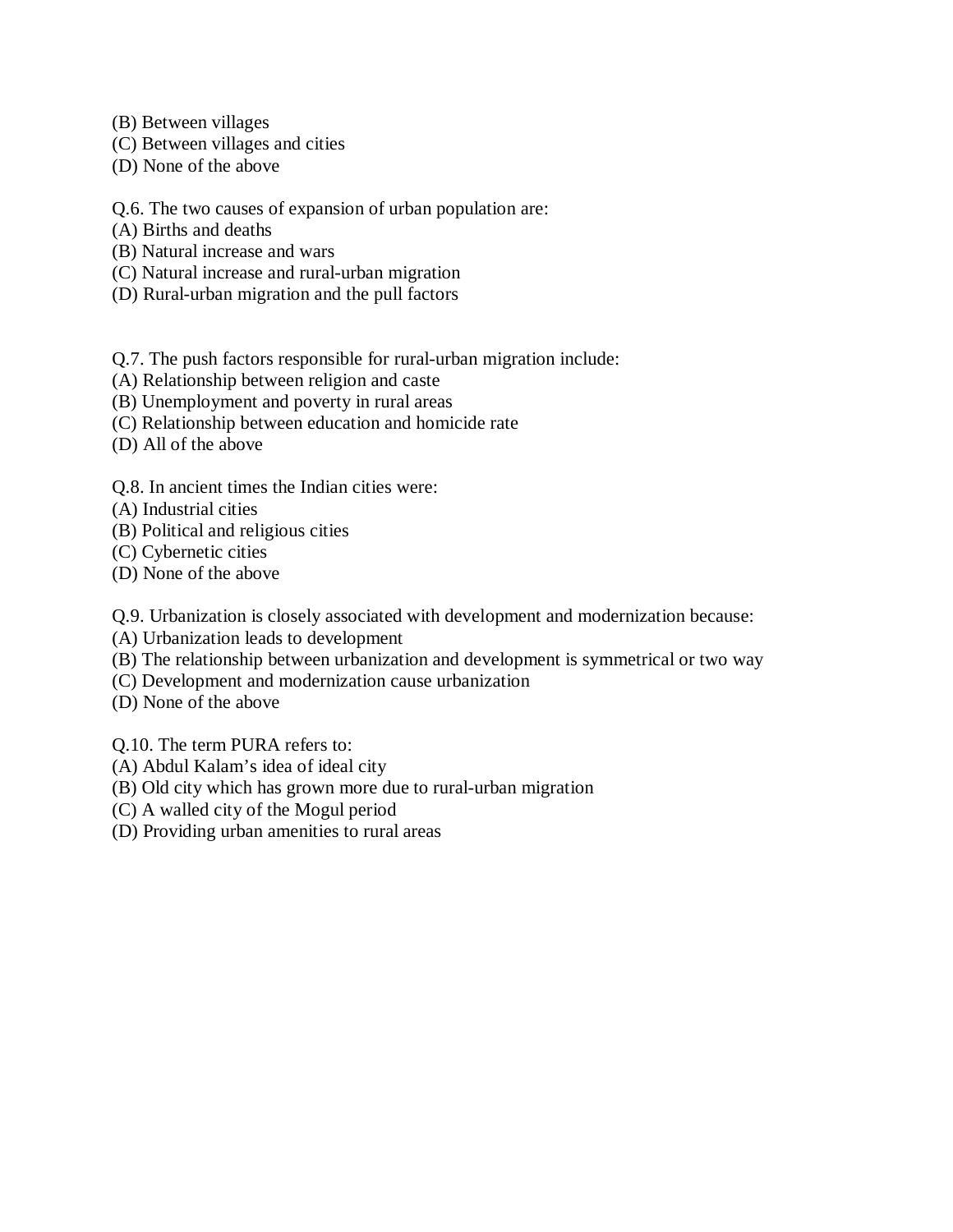(B) Between villages
(C) Between villages and cities
(D) None of the above

Q.6. The two causes of expansion of urban population are:
(A) Births and deaths
(B) Natural increase and wars
(C) Natural increase and rural-urban migration
(D) Rural-urban migration and the pull factors

Q.7. The push factors responsible for rural-urban migration include:
(A) Relationship between religion and caste
(B) Unemployment and poverty in rural areas
(C) Relationship between education and homicide rate
(D) All of the above

Q.8. In ancient times the Indian cities were:
(A) Industrial cities
(B) Political and religious cities
(C) Cybernetic cities
(D) None of the above

Q.9. Urbanization is closely associated with development and modernization because:
(A) Urbanization leads to development
(B) The relationship between urbanization and development is symmetrical or two way
(C) Development and modernization cause urbanization
(D) None of the above

Q.10. The term PURA refers to:
(A) Abdul Kalam's idea of ideal city
(B) Old city which has grown more due to rural-urban migration
(C) A walled city of the Mogul period
(D) Providing urban amenities to rural areas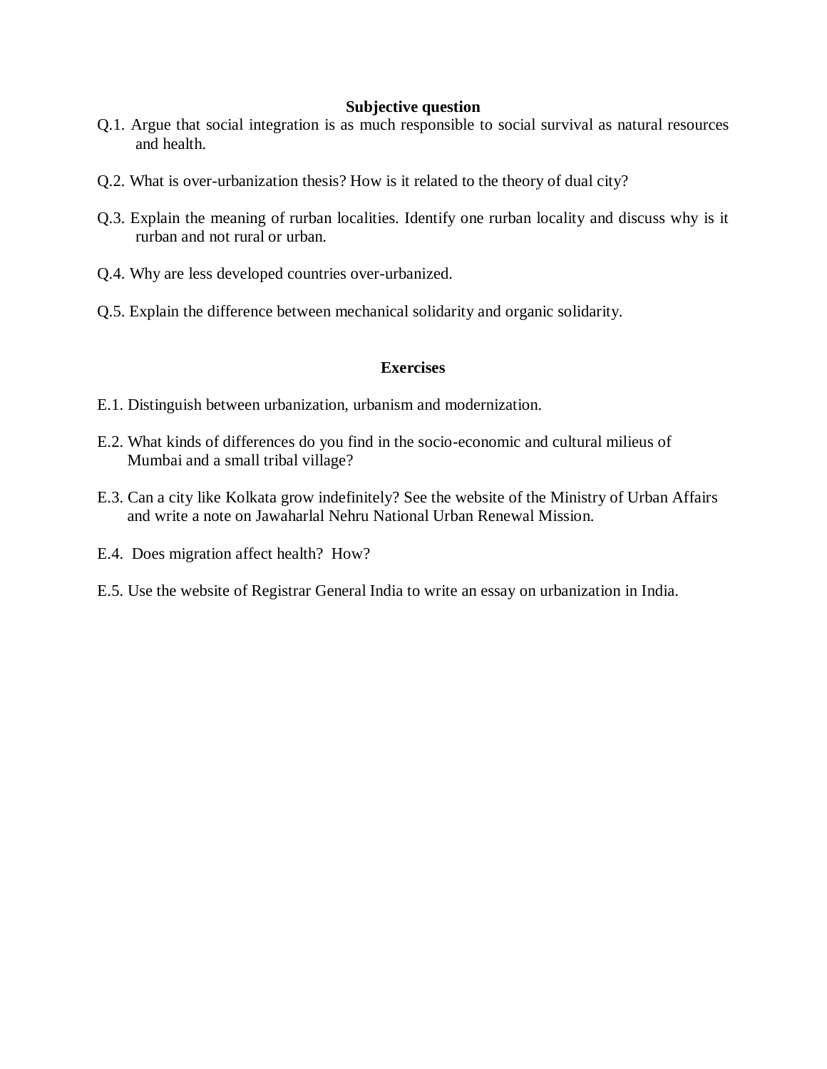## Subjective question

Q.1. Argue that social integration is as much responsible to social survival as natural resources and health.

Q.2. What is over-urbanization thesis? How is it related to the theory of dual city?

Q.3. Explain the meaning of rurban localities. Identify one rurban locality and discuss why is it rurban and not rural or urban.

Q.4. Why are less developed countries over-urbanized.

Q.5. Explain the difference between mechanical solidarity and organic solidarity.

## Exercises

E.1. Distinguish between urbanization, urbanism and modernization.

E.2. What kinds of differences do you find in the socio-economic and cultural milieus of Mumbai and a small tribal village?

E.3. Can a city like Kolkata grow indefinitely? See the website of the Ministry of Urban Affairs and write a note on Jawaharlal Nehru National Urban Renewal Mission.

E.4. Does migration affect health? How?

E.5. Use the website of Registrar General India to write an essay on urbanization in India.